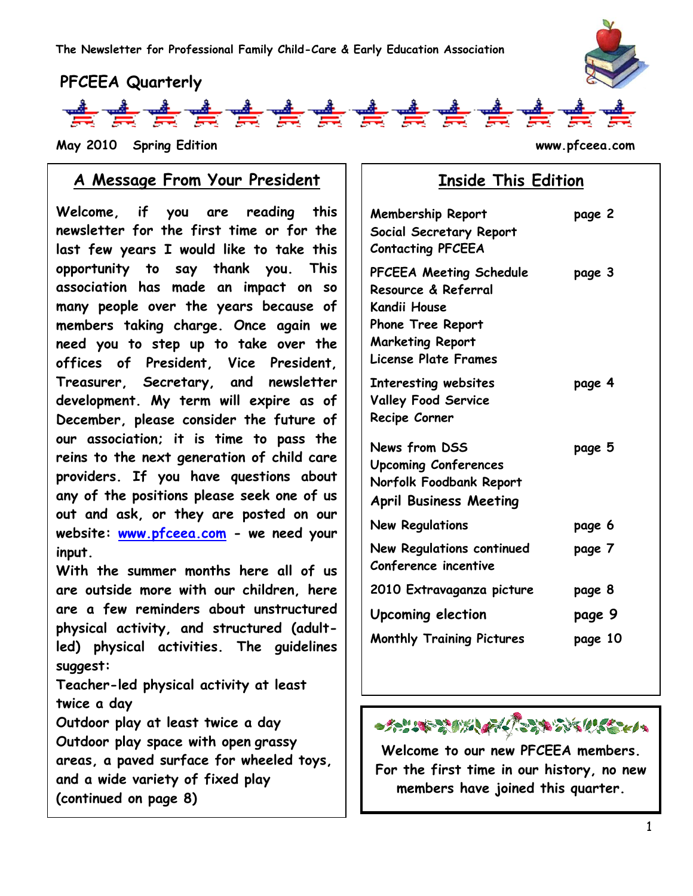The Newsletter for Professional Family Child-Care & Early Education Association

# PFCEEA Quarterly

May 2010 Spring Edition

www.pfceea.com

## A Message From Your President

Welcome, if you are reading this newsletter for the first time or for the last few years I would like to take this opportunity to say thank you. This association has made an impact on so many people over the years because of members taking charge. Once again we need you to step up to take over the offices of President, Vice President, Treasurer, Secretary, and newsletter development. My term will expire as of December, please consider the future of our association; it is time to pass the reins to the next generation of child care providers. If you have questions about any of the positions please seek one of us out and ask, or they are posted on our website: www.pfceea.com - we need your input.

With the summer months here all of us are outside more with our children, here are a few reminders about unstructured physical activity, and structured (adult-led) physical activities. The guidelines suggest:

Teacher-led physical activity at least twice a day

Outdoor play at least twice a day

Outdoor play space with open grassy areas, a paved surface for wheeled toys, and a wide variety of fixed play

(continued on page 8)

## Inside This Edition

| | |
|---|---|
| Membership Report<br>Social Secretary Report<br>Contacting PFCEEA | page 2 |
| PFCEEA Meeting Schedule<br>Resource & Referral<br>Kandii House<br>Phone Tree Report<br>Marketing Report<br>License Plate Frames | page 3 |
| Interesting websites<br>Valley Food Service<br>Recipe Corner | page 4 |
| News from DSS<br>Upcoming Conferences<br>Norfolk Foodbank Report<br>April Business Meeting | page 5 |
| New Regulations | page 6 |
| New Regulations continued<br>Conference incentive | page 7 |
| 2010 Extravaganza picture | page 8 |
| Upcoming election | page 9 |
| Monthly Training Pictures | page 10 |

Welcome to our new PFCEEA members. For the first time in our history, no new members have joined this quarter.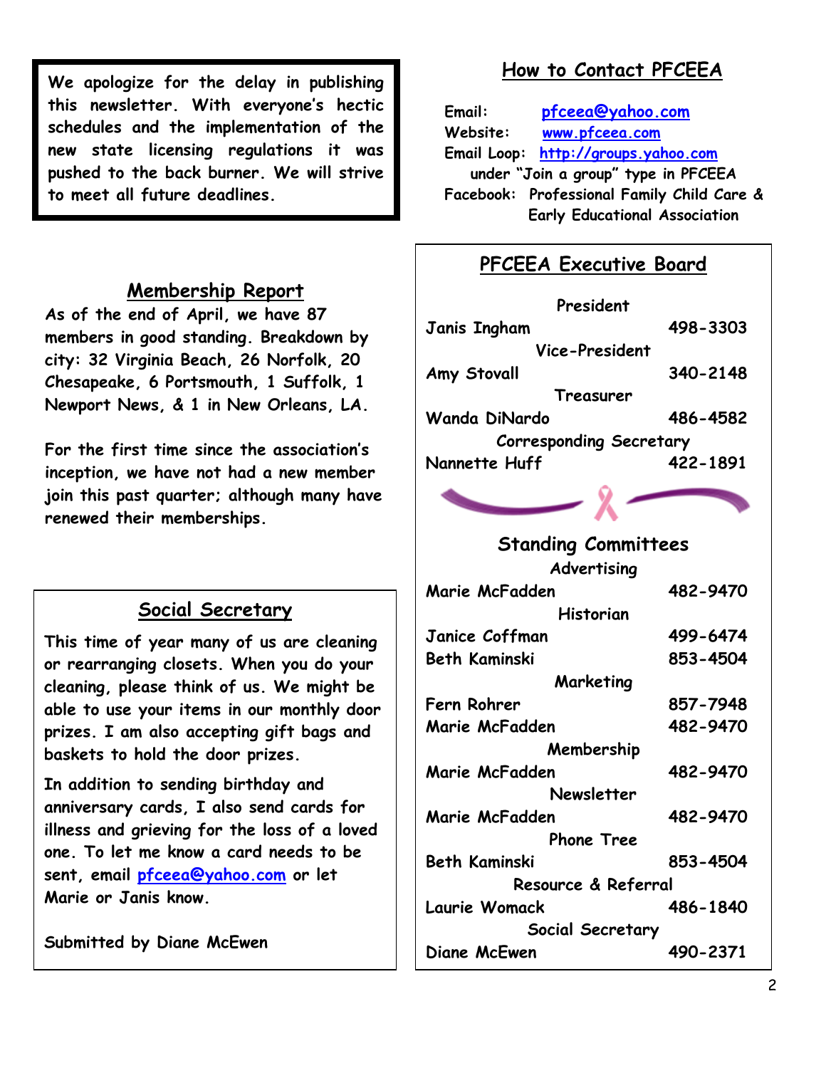**We apologize for the delay in publishing this newsletter. With everyone's hectic schedules and the implementation of the new state licensing regulations it was pushed to the back burner. We will strive to meet all future deadlines.**

## How to Contact PFCEEA

Email: pfceea@yahoo.com
Website: www.pfceea.com
Email Loop: http://groups.yahoo.com under "Join a group" type in PFCEEA
Facebook: Professional Family Child Care & Early Educational Association

## Membership Report

As of the end of April, we have 87 members in good standing. Breakdown by city: 32 Virginia Beach, 26 Norfolk, 20 Chesapeake, 6 Portsmouth, 1 Suffolk, 1 Newport News, & 1 in New Orleans, LA.

For the first time since the association's inception, we have not had a new member join this past quarter; although many have renewed their memberships.

## Social Secretary

This time of year many of us are cleaning or rearranging closets. When you do your cleaning, please think of us. We might be able to use your items in our monthly door prizes. I am also accepting gift bags and baskets to hold the door prizes.

In addition to sending birthday and anniversary cards, I also send cards for illness and grieving for the loss of a loved one. To let me know a card needs to be sent, email pfceea@yahoo.com or let Marie or Janis know.

Submitted by Diane McEwen

## PFCEEA Executive Board

**President**
Janis Ingham 498-3303

**Vice-President**
Amy Stovall 340-2148

**Treasurer**
Wanda DiNardo 486-4582

**Corresponding Secretary**
Nannette Huff 422-1891

## Standing Committees

**Advertising**
Marie McFadden 482-9470

**Historian**
Janice Coffman 499-6474
Beth Kaminski 853-4504

**Marketing**
Fern Rohrer 857-7948
Marie McFadden 482-9470

**Membership**
Marie McFadden 482-9470

**Newsletter**
Marie McFadden 482-9470

**Phone Tree**
Beth Kaminski 853-4504

**Resource & Referral**
Laurie Womack 486-1840

**Social Secretary**
Diane McEwen 490-2371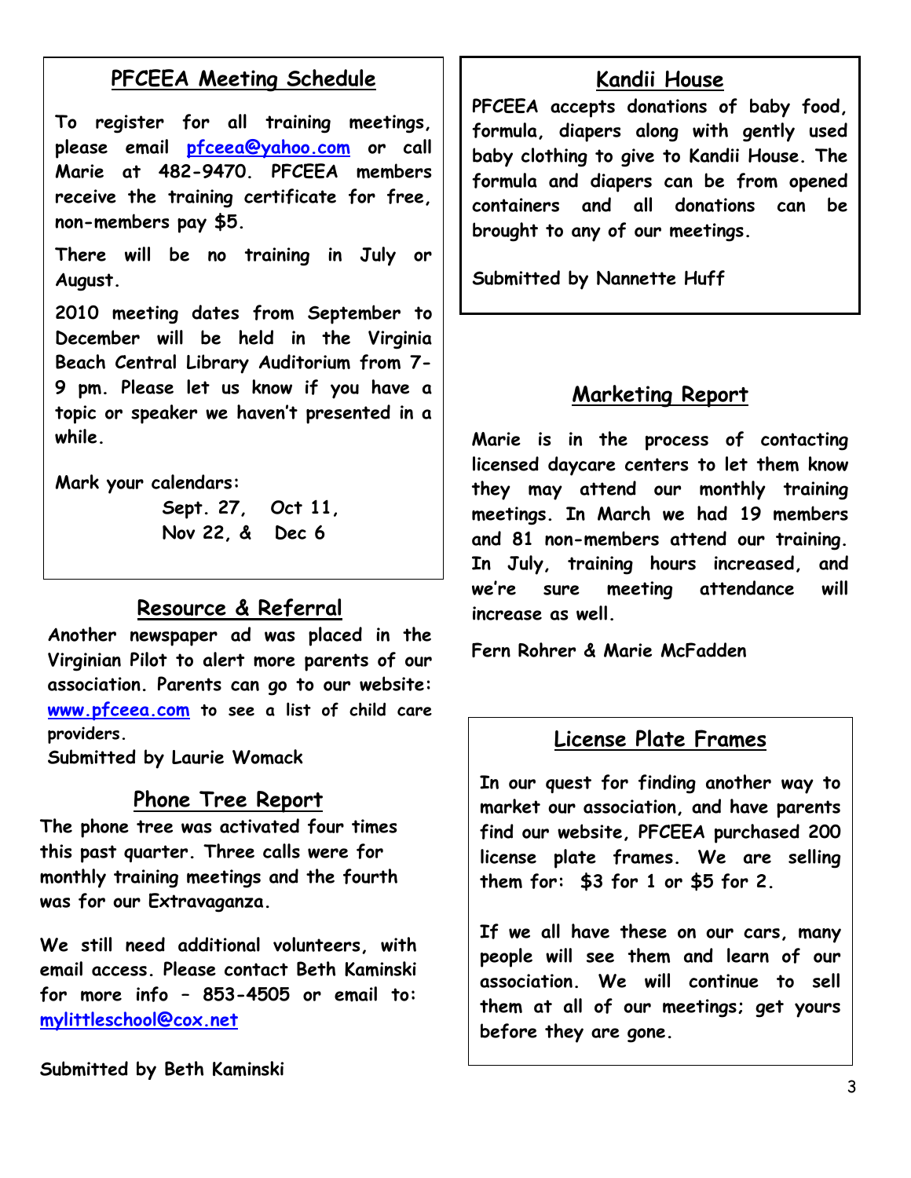## PFCEEA Meeting Schedule

**To register for all training meetings, please email [pfceea@yahoo.com](mailto:pfceea@yahoo.com) or call Marie at 482-9470. PFCEEA members receive the training certificate for free, non-members pay $5.**

**There will be no training in July or August.**

**2010 meeting dates from September to December will be held in the Virginia Beach Central Library Auditorium from 7-9 pm. Please let us know if you have a topic or speaker we haven't presented in a while.**

**Mark your calendars:**

**Sept. 27, Oct 11,**
**Nov 22, & Dec 6**

## Resource & Referral

**Another newspaper ad was placed in the Virginian Pilot to alert more parents of our association. Parents can go to our website: [www.pfceea.com](http://www.pfceea.com) to see a list of child care providers.**

**Submitted by Laurie Womack**

## Phone Tree Report

**The phone tree was activated four times this past quarter. Three calls were for monthly training meetings and the fourth was for our Extravaganza.**

**We still need additional volunteers, with email access. Please contact Beth Kaminski for more info – 853-4505 or email to: [mylittleschool@cox.net](mailto:mylittleschool@cox.net)**

**Submitted by Beth Kaminski**

## Kandii House

**PFCEEA accepts donations of baby food, formula, diapers along with gently used baby clothing to give to Kandii House. The formula and diapers can be from opened containers and all donations can be brought to any of our meetings.**

**Submitted by Nannette Huff**

## Marketing Report

**Marie is in the process of contacting licensed daycare centers to let them know they may attend our monthly training meetings. In March we had 19 members and 81 non-members attend our training. In July, training hours increased, and we're sure meeting attendance will increase as well.**

**Fern Rohrer & Marie McFadden**

## License Plate Frames

**In our quest for finding another way to market our association, and have parents find our website, PFCEEA purchased 200 license plate frames. We are selling them for: $3 for 1 or $5 for 2.**

**If we all have these on our cars, many people will see them and learn of our association. We will continue to sell them at all of our meetings; get yours before they are gone.**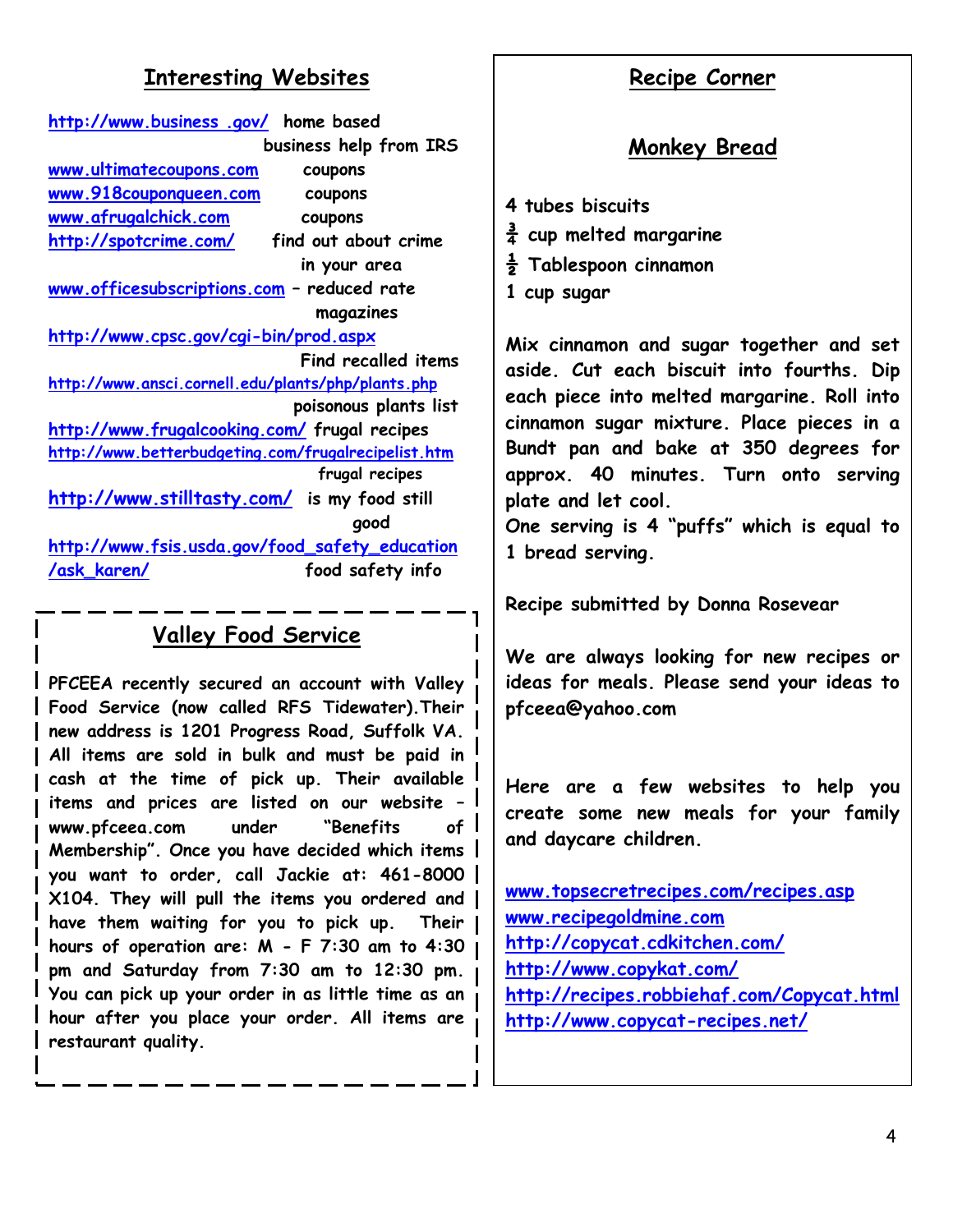## Interesting Websites

http://www.business .gov/ home based business help from IRS
www.ultimatecoupons.com coupons
www.918couponqueen.com coupons
www.afrugalchick.com coupons
http://spotcrime.com/ find out about crime in your area
www.officesubscriptions.com – reduced rate magazines
http://www.cpsc.gov/cgi-bin/prod.aspx Find recalled items
http://www.ansci.cornell.edu/plants/php/plants.php poisonous plants list
http://www.frugalcooking.com/ frugal recipes
http://www.betterbudgeting.com/frugalrecipelist.htm frugal recipes
http://www.stilltasty.com/ is my food still good
http://www.fsis.usda.gov/food_safety_education/ask_karen/ food safety info

## Valley Food Service

PFCEEA recently secured an account with Valley Food Service (now called RFS Tidewater).Their new address is 1201 Progress Road, Suffolk VA. All items are sold in bulk and must be paid in cash at the time of pick up. Their available items and prices are listed on our website – www.pfceea.com under "Benefits of Membership". Once you have decided which items you want to order, call Jackie at: 461-8000 X104. They will pull the items you ordered and have them waiting for you to pick up. Their hours of operation are: M - F 7:30 am to 4:30 pm and Saturday from 7:30 am to 12:30 pm. You can pick up your order in as little time as an hour after you place your order. All items are restaurant quality.

## Recipe Corner

### Monkey Bread

4 tubes biscuits
¾ cup melted margarine
½ Tablespoon cinnamon
1 cup sugar

Mix cinnamon and sugar together and set aside. Cut each biscuit into fourths. Dip each piece into melted margarine. Roll into cinnamon sugar mixture. Place pieces in a Bundt pan and bake at 350 degrees for approx. 40 minutes. Turn onto serving plate and let cool.
One serving is 4 "puffs" which is equal to 1 bread serving.

Recipe submitted by Donna Rosevear

We are always looking for new recipes or ideas for meals. Please send your ideas to pfceea@yahoo.com

Here are a few websites to help you create some new meals for your family and daycare children.

www.topsecretrecipes.com/recipes.asp
www.recipegoldmine.com
http://copycat.cdkitchen.com/
http://www.copykat.com/
http://recipes.robbiehaf.com/Copycat.html
http://www.copycat-recipes.net/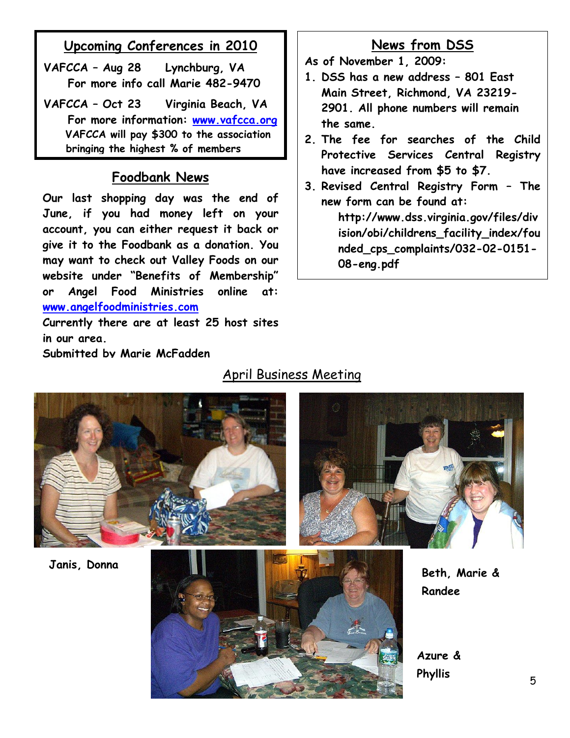## Upcoming Conferences in 2010

**VAFCCA – Aug 28 Lynchburg, VA**
**For more info call Marie 482-9470**

**VAFCCA – Oct 23 Virginia Beach, VA**
**For more information: [www.vafcca.org](http://www.vafcca.org)**
**VAFCCA will pay $300 to the association bringing the highest % of members**

## Foodbank News

**Our last shopping day was the end of June, if you had money left on your account, you can either request it back or give it to the Foodbank as a donation. You may want to check out Valley Foods on our website under "Benefits of Membership" or Angel Food Ministries online at: [www.angelfoodministries.com](http://www.angelfoodministries.com)**

**Currently there are at least 25 host sites in our area.**

**Submitted by Marie McFadden**

## News from DSS

**As of November 1, 2009:**

1. **DSS has a new address – 801 East Main Street, Richmond, VA 23219-2901. All phone numbers will remain the same.**
2. **The fee for searches of the Child Protective Services Central Registry have increased from $5 to $7.**
3. **Revised Central Registry Form – The new form can be found at:**
   **http://www.dss.virginia.gov/files/division/obi/childrens_facility_index/founded_cps_complaints/032-02-0151-08-eng.pdf**

## April Business Meeting

**Janis, Donna**

**Beth, Marie & Randee**

**Azure & Phyllis**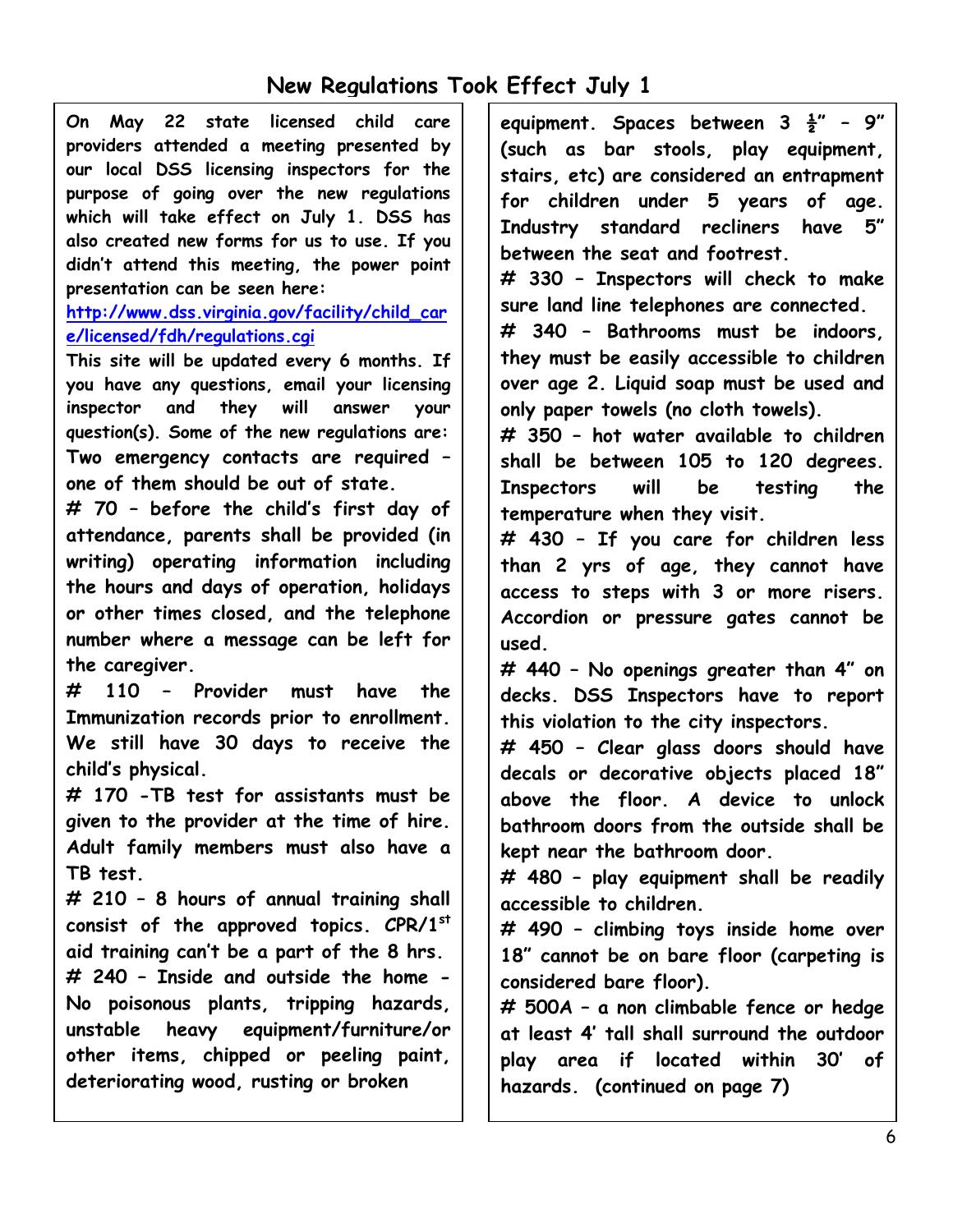# New Regulations Took Effect July 1

**On May 22 state licensed child care providers attended a meeting presented by our local DSS licensing inspectors for the purpose of going over the new regulations which will take effect on July 1. DSS has also created new forms for us to use. If you didn't attend this meeting, the power point presentation can be seen here: [http://www.dss.virginia.gov/facility/child_care/licensed/fdh/regulations.cgi](http://www.dss.virginia.gov/facility/child_care/licensed/fdh/regulations.cgi)**

**This site will be updated every 6 months. If you have any questions, email your licensing inspector and they will answer your question(s). Some of the new regulations are:**

**Two emergency contacts are required – one of them should be out of state.**

**# 70 – before the child's first day of attendance, parents shall be provided (in writing) operating information including the hours and days of operation, holidays or other times closed, and the telephone number where a message can be left for the caregiver.**

**# 110 – Provider must have the Immunization records prior to enrollment. We still have 30 days to receive the child's physical.**

**# 170 -TB test for assistants must be given to the provider at the time of hire. Adult family members must also have a TB test.**

**# 210 – 8 hours of annual training shall consist of the approved topics. CPR/1st aid training can't be a part of the 8 hrs.**

**# 240 – Inside and outside the home - No poisonous plants, tripping hazards, unstable heavy equipment/furniture/or other items, chipped or peeling paint, deteriorating wood, rusting or broken equipment. Spaces between 3 ½" – 9" (such as bar stools, play equipment, stairs, etc) are considered an entrapment for children under 5 years of age. Industry standard recliners have 5" between the seat and footrest.**

**# 330 – Inspectors will check to make sure land line telephones are connected.**

**# 340 – Bathrooms must be indoors, they must be easily accessible to children over age 2. Liquid soap must be used and only paper towels (no cloth towels).**

**# 350 – hot water available to children shall be between 105 to 120 degrees. Inspectors will be testing the temperature when they visit.**

**# 430 – If you care for children less than 2 yrs of age, they cannot have access to steps with 3 or more risers. Accordion or pressure gates cannot be used.**

**# 440 – No openings greater than 4" on decks. DSS Inspectors have to report this violation to the city inspectors.**

**# 450 – Clear glass doors should have decals or decorative objects placed 18" above the floor. A device to unlock bathroom doors from the outside shall be kept near the bathroom door.**

**# 480 – play equipment shall be readily accessible to children.**

**# 490 – climbing toys inside home over 18" cannot be on bare floor (carpeting is considered bare floor).**

**# 500A – a non climbable fence or hedge at least 4' tall shall surround the outdoor play area if located within 30' of hazards. (continued on page 7)**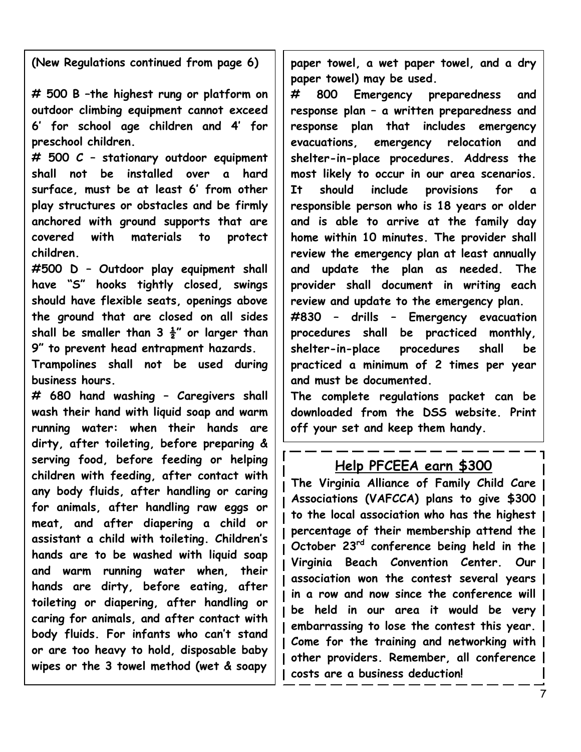**(New Regulations continued from page 6)**

**# 500 B –the highest rung or platform on outdoor climbing equipment cannot exceed 6' for school age children and 4' for preschool children.**

**# 500 C – stationary outdoor equipment shall not be installed over a hard surface, must be at least 6' from other play structures or obstacles and be firmly anchored with ground supports that are covered with materials to protect children.**

**#500 D – Outdoor play equipment shall have "S" hooks tightly closed, swings should have flexible seats, openings above the ground that are closed on all sides shall be smaller than 3 ½" or larger than 9" to prevent head entrapment hazards.**

**Trampolines shall not be used during business hours.**

**# 680 hand washing – Caregivers shall wash their hand with liquid soap and warm running water: when their hands are dirty, after toileting, before preparing & serving food, before feeding or helping children with feeding, after contact with any body fluids, after handling or caring for animals, after handling raw eggs or meat, and after diapering a child or assistant a child with toileting. Children's hands are to be washed with liquid soap and warm running water when, their hands are dirty, before eating, after toileting or diapering, after handling or caring for animals, and after contact with body fluids. For infants who can't stand or are too heavy to hold, disposable baby wipes or the 3 towel method (wet & soapy paper towel, a wet paper towel, and a dry paper towel) may be used.**

**# 800 Emergency preparedness and response plan – a written preparedness and response plan that includes emergency evacuations, emergency relocation and shelter-in-place procedures. Address the most likely to occur in our area scenarios. It should include provisions for a responsible person who is 18 years or older and is able to arrive at the family day home within 10 minutes. The provider shall review the emergency plan at least annually and update the plan as needed. The provider shall document in writing each review and update to the emergency plan.**

**#830 – drills – Emergency evacuation procedures shall be practiced monthly, shelter-in-place procedures shall be practiced a minimum of 2 times per year and must be documented.**

**The complete regulations packet can be downloaded from the DSS website. Print off your set and keep them handy.**

## Help PFCEEA earn $300

**The Virginia Alliance of Family Child Care Associations (VAFCCA) plans to give $300 to the local association who has the highest percentage of their membership attend the October 23rd conference being held in the Virginia Beach Convention Center. Our association won the contest several years in a row and now since the conference will be held in our area it would be very embarrassing to lose the contest this year. Come for the training and networking with other providers. Remember, all conference costs are a business deduction!**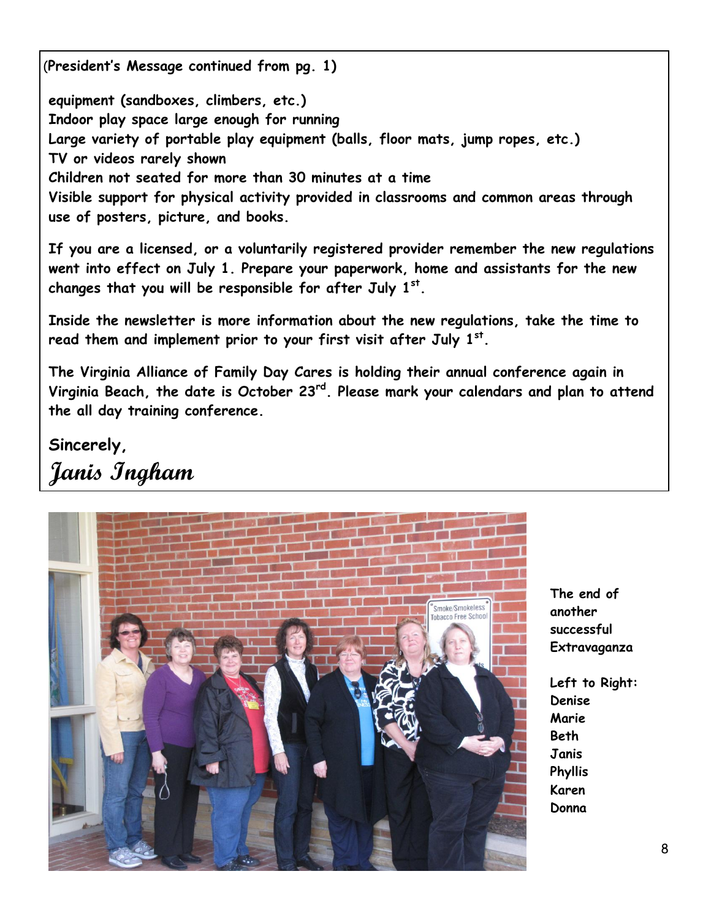**(President's Message continued from pg. 1)**

**equipment (sandboxes, climbers, etc.)**
**Indoor play space large enough for running**
**Large variety of portable play equipment (balls, floor mats, jump ropes, etc.)**
**TV or videos rarely shown**
**Children not seated for more than 30 minutes at a time**
**Visible support for physical activity provided in classrooms and common areas through use of posters, picture, and books.**

**If you are a licensed, or a voluntarily registered provider remember the new regulations went into effect on July 1. Prepare your paperwork, home and assistants for the new changes that you will be responsible for after July 1st.**

**Inside the newsletter is more information about the new regulations, take the time to read them and implement prior to your first visit after July 1st.**

**The Virginia Alliance of Family Day Cares is holding their annual conference again in Virginia Beach, the date is October 23rd. Please mark your calendars and plan to attend the all day training conference.**

**Sincerely,**
***Janis Ingham***

**The end of another successful Extravaganza**

**Left to Right:**
**Denise**
**Marie**
**Beth**
**Janis**
**Phyllis**
**Karen**
**Donna**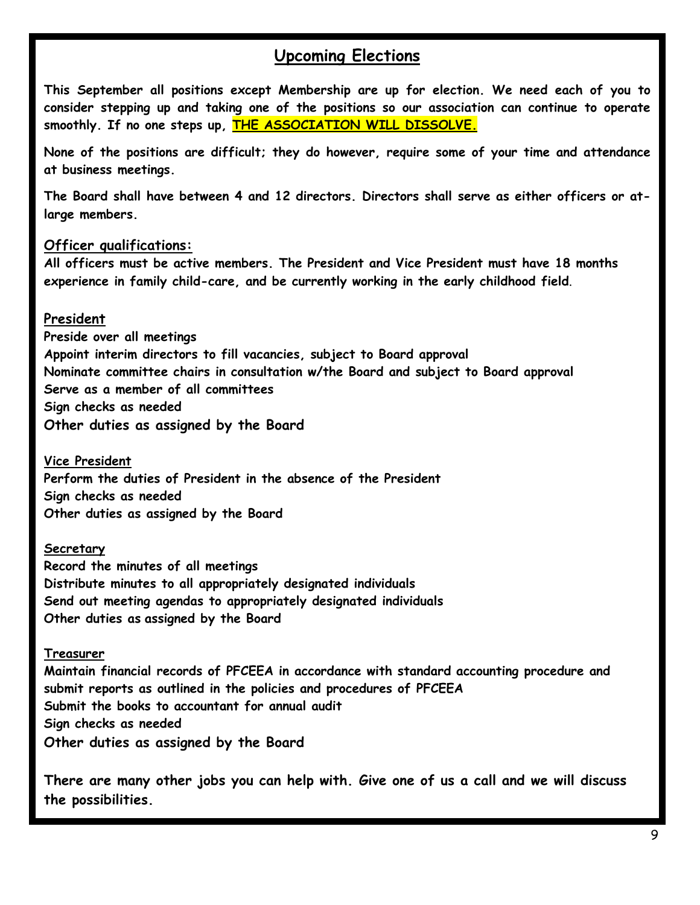## Upcoming Elections

**This September all positions except Membership are up for election. We need each of you to consider stepping up and taking one of the positions so our association can continue to operate smoothly. If no one steps up, THE ASSOCIATION WILL DISSOLVE.**

**None of the positions are difficult; they do however, require some of your time and attendance at business meetings.**

**The Board shall have between 4 and 12 directors. Directors shall serve as either officers or at-large members.**

### Officer qualifications:

**All officers must be active members. The President and Vice President must have 18 months experience in family child-care, and be currently working in the early childhood field.**

### President

**Preside over all meetings**
**Appoint interim directors to fill vacancies, subject to Board approval**
**Nominate committee chairs in consultation w/the Board and subject to Board approval**
**Serve as a member of all committees**
**Sign checks as needed**
**Other duties as assigned by the Board**

### Vice President

**Perform the duties of President in the absence of the President**
**Sign checks as needed**
**Other duties as assigned by the Board**

### Secretary

**Record the minutes of all meetings**
**Distribute minutes to all appropriately designated individuals**
**Send out meeting agendas to appropriately designated individuals**
**Other duties as assigned by the Board**

### Treasurer

**Maintain financial records of PFCEEA in accordance with standard accounting procedure and submit reports as outlined in the policies and procedures of PFCEEA**
**Submit the books to accountant for annual audit**
**Sign checks as needed**
**Other duties as assigned by the Board**

**There are many other jobs you can help with. Give one of us a call and we will discuss the possibilities.**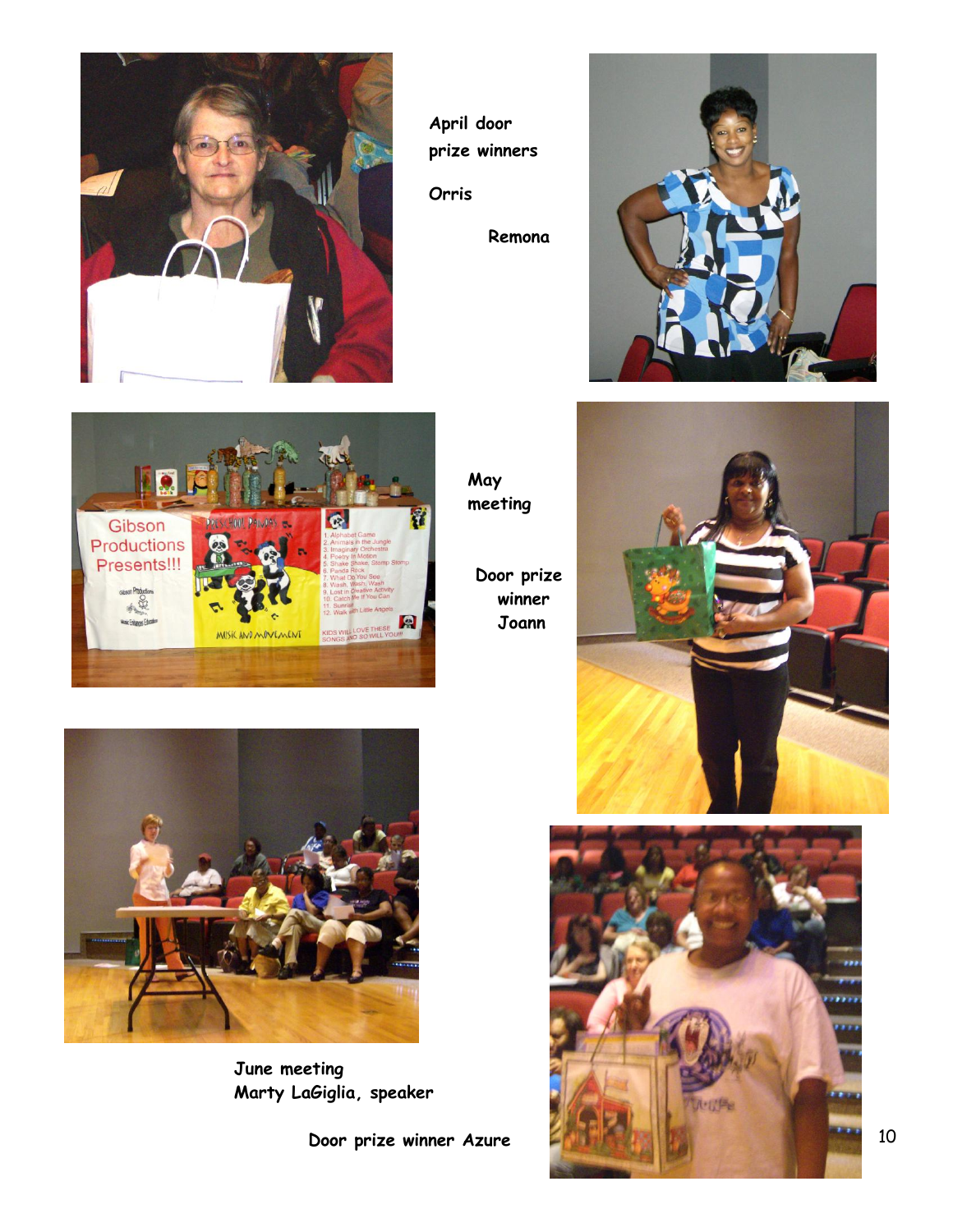April door prize winners

Orris

Remona

May meeting

Door prize winner Joann

June meeting
Marty LaGiglia, speaker

Door prize winner Azure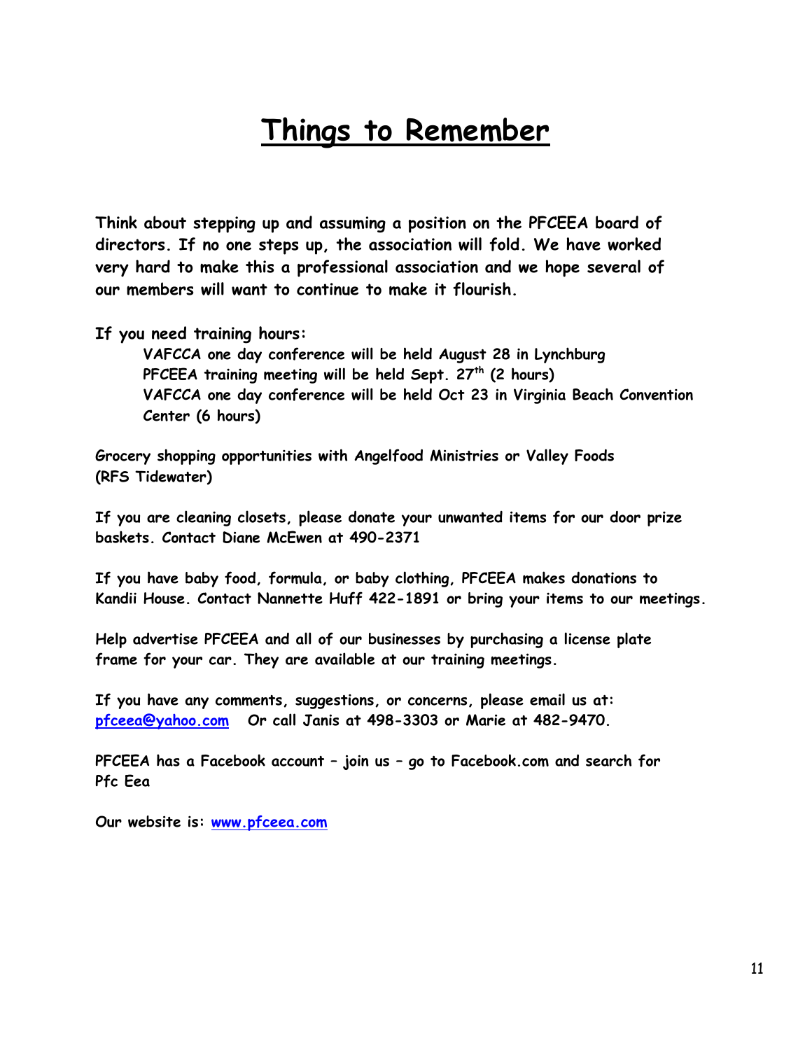# Things to Remember

**Think about stepping up and assuming a position on the PFCEEA board of directors. If no one steps up, the association will fold. We have worked very hard to make this a professional association and we hope several of our members will want to continue to make it flourish.**

**If you need training hours:**

> VAFCCA one day conference will be held August 28 in Lynchburg
> PFCEEA training meeting will be held Sept. 27th (2 hours)
> VAFCCA one day conference will be held Oct 23 in Virginia Beach Convention Center (6 hours)

Grocery shopping opportunities with Angelfood Ministries or Valley Foods (RFS Tidewater)

If you are cleaning closets, please donate your unwanted items for our door prize baskets. Contact Diane McEwen at 490-2371

If you have baby food, formula, or baby clothing, PFCEEA makes donations to Kandii House. Contact Nannette Huff 422-1891 or bring your items to our meetings.

Help advertise PFCEEA and all of our businesses by purchasing a license plate frame for your car. They are available at our training meetings.

If you have any comments, suggestions, or concerns, please email us at: pfceea@yahoo.com Or call Janis at 498-3303 or Marie at 482-9470.

PFCEEA has a Facebook account – join us – go to Facebook.com and search for Pfc Eea

Our website is: www.pfceea.com